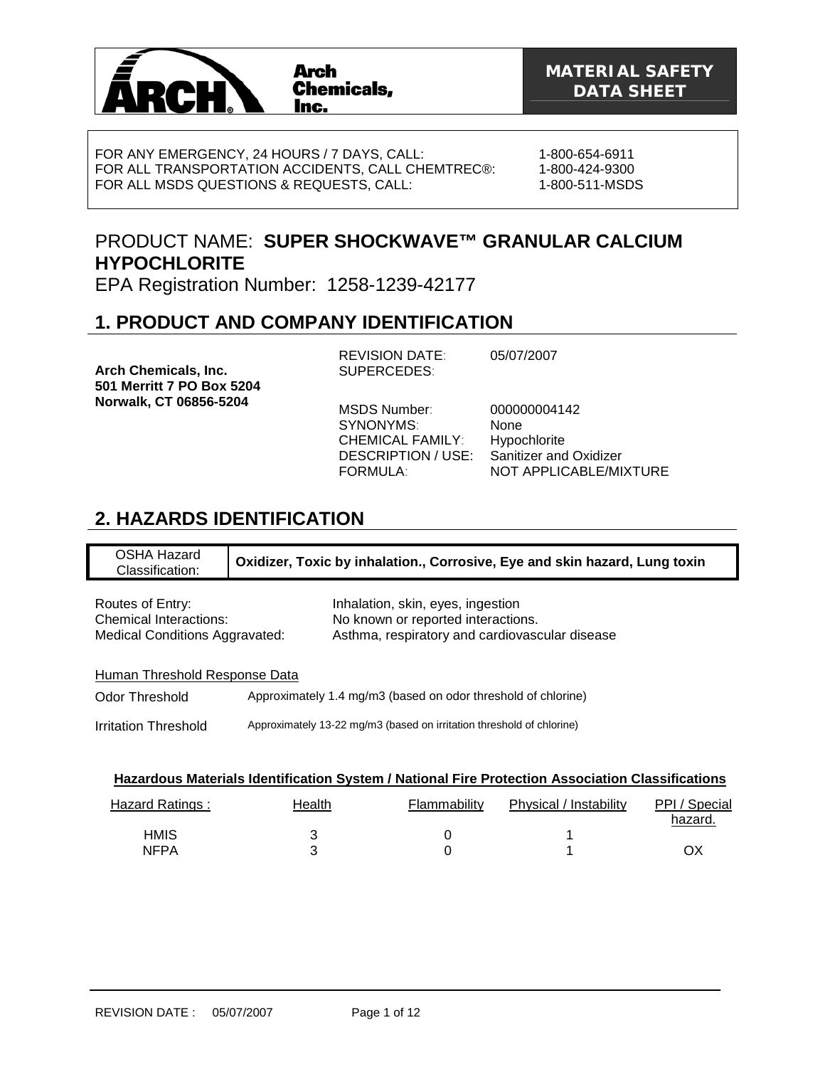Arch Chemicals, Inc.

**MATERIAL SAFETY DATA SHEET**

| | |
|---|---|
| FOR ANY EMERGENCY, 24 HOURS / 7 DAYS, CALL: | 1-800-654-6911 |
| FOR ALL TRANSPORTATION ACCIDENTS, CALL CHEMTREC®: | 1-800-424-9300 |
| FOR ALL MSDS QUESTIONS & REQUESTS, CALL: | 1-800-511-MSDS |

PRODUCT NAME: **SUPER SHOCKWAVE™ GRANULAR CALCIUM HYPOCHLORITE**

EPA Registration Number: 1258-1239-42177

## 1. PRODUCT AND COMPANY IDENTIFICATION

**Arch Chemicals, Inc.**
**501 Merritt 7 PO Box 5204**
**Norwalk, CT 06856-5204**

| | |
|---|---|
| REVISION DATE: | 05/07/2007 |
| SUPERCEDES: | |
| MSDS Number: | 000000004142 |
| SYNONYMS: | None |
| CHEMICAL FAMILY: | Hypochlorite |
| DESCRIPTION / USE: | Sanitizer and Oxidizer |
| FORMULA: | NOT APPLICABLE/MIXTURE |

## 2. HAZARDS IDENTIFICATION

| OSHA Hazard Classification: | **Oxidizer, Toxic by inhalation., Corrosive, Eye and skin hazard, Lung toxin** |
|---|---|

| | |
|---|---|
| Routes of Entry: | Inhalation, skin, eyes, ingestion |
| Chemical Interactions: | No known or reported interactions. |
| Medical Conditions Aggravated: | Asthma, respiratory and cardiovascular disease |

Human Threshold Response Data

| | |
|---|---|
| Odor Threshold | Approximately 1.4 mg/m3 (based on odor threshold of chlorine) |
| Irritation Threshold | Approximately 13-22 mg/m3 (based on irritation threshold of chlorine) |

**Hazardous Materials Identification System / National Fire Protection Association Classifications**

| Hazard Ratings : | Health | Flammability | Physical / Instability | PPI / Special hazard. |
|---|---|---|---|---|
| HMIS | 3 | 0 | 1 | |
| NFPA | 3 | 0 | 1 | OX |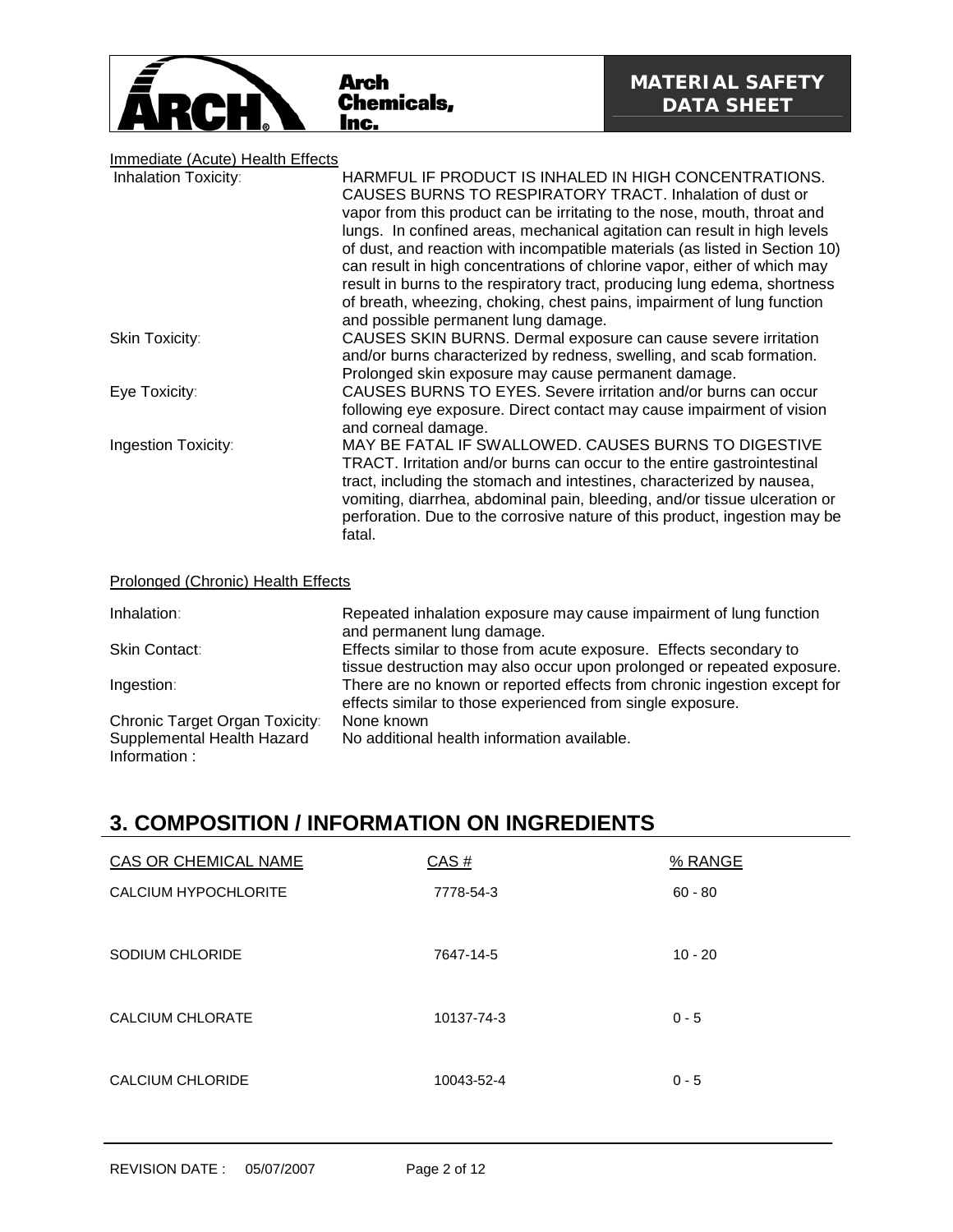Immediate (Acute) Health Effects

| | |
|---|---|
| Inhalation Toxicity: | HARMFUL IF PRODUCT IS INHALED IN HIGH CONCENTRATIONS. CAUSES BURNS TO RESPIRATORY TRACT. Inhalation of dust or vapor from this product can be irritating to the nose, mouth, throat and lungs. In confined areas, mechanical agitation can result in high levels of dust, and reaction with incompatible materials (as listed in Section 10) can result in high concentrations of chlorine vapor, either of which may result in burns to the respiratory tract, producing lung edema, shortness of breath, wheezing, choking, chest pains, impairment of lung function and possible permanent lung damage. |
| Skin Toxicity: | CAUSES SKIN BURNS. Dermal exposure can cause severe irritation and/or burns characterized by redness, swelling, and scab formation. Prolonged skin exposure may cause permanent damage. |
| Eye Toxicity: | CAUSES BURNS TO EYES. Severe irritation and/or burns can occur following eye exposure. Direct contact may cause impairment of vision and corneal damage. |
| Ingestion Toxicity: | MAY BE FATAL IF SWALLOWED. CAUSES BURNS TO DIGESTIVE TRACT. Irritation and/or burns can occur to the entire gastrointestinal tract, including the stomach and intestines, characterized by nausea, vomiting, diarrhea, abdominal pain, bleeding, and/or tissue ulceration or perforation. Due to the corrosive nature of this product, ingestion may be fatal. |

Prolonged (Chronic) Health Effects

| | |
|---|---|
| Inhalation: | Repeated inhalation exposure may cause impairment of lung function and permanent lung damage. |
| Skin Contact: | Effects similar to those from acute exposure. Effects secondary to tissue destruction may also occur upon prolonged or repeated exposure. |
| Ingestion: | There are no known or reported effects from chronic ingestion except for effects similar to those experienced from single exposure. |
| Chronic Target Organ Toxicity: | None known |
| Supplemental Health Hazard Information : | No additional health information available. |

## 3. COMPOSITION / INFORMATION ON INGREDIENTS

| CAS OR CHEMICAL NAME | CAS # | % RANGE |
|---|---|---|
| CALCIUM HYPOCHLORITE | 7778-54-3 | 60 - 80 |
| SODIUM CHLORIDE | 7647-14-5 | 10 - 20 |
| CALCIUM CHLORATE | 10137-74-3 | 0 - 5 |
| CALCIUM CHLORIDE | 10043-52-4 | 0 - 5 |

REVISION DATE : 05/07/2007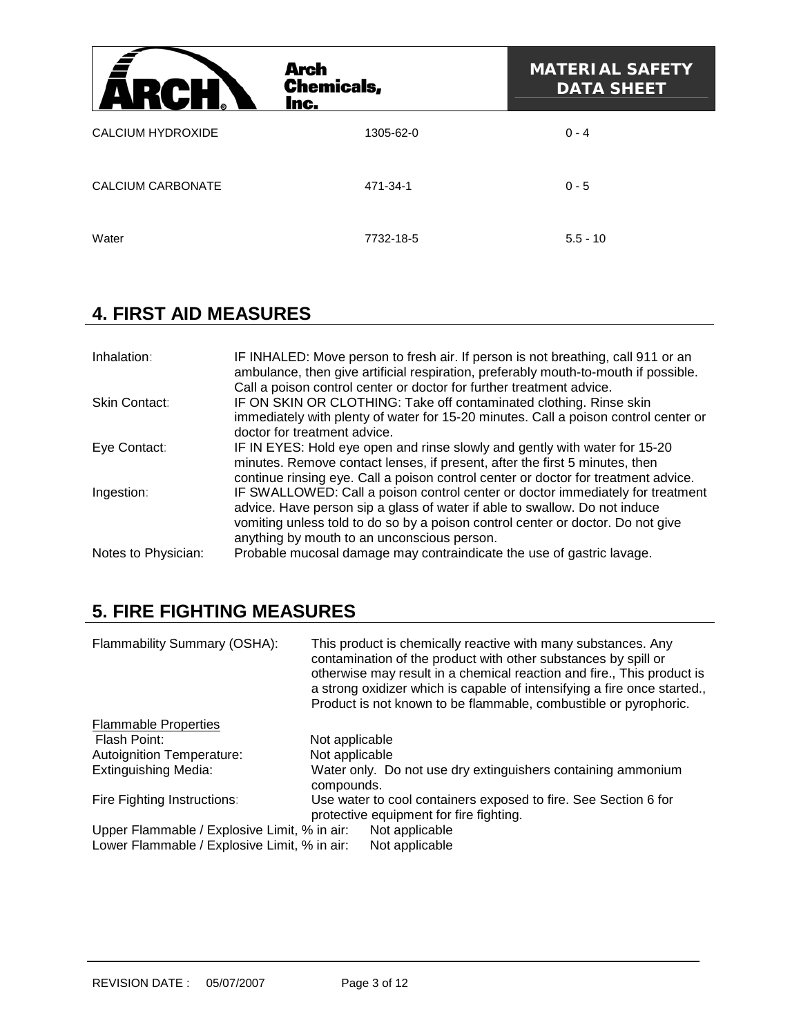| | | |
|---|---|---|
| CALCIUM HYDROXIDE | 1305-62-0 | 0 - 4 |
| CALCIUM CARBONATE | 471-34-1 | 0 - 5 |
| Water | 7732-18-5 | 5.5 - 10 |

## 4. FIRST AID MEASURES

| | |
|---|---|
| Inhalation: | IF INHALED: Move person to fresh air. If person is not breathing, call 911 or an ambulance, then give artificial respiration, preferably mouth-to-mouth if possible. Call a poison control center or doctor for further treatment advice. |
| Skin Contact: | IF ON SKIN OR CLOTHING: Take off contaminated clothing. Rinse skin immediately with plenty of water for 15-20 minutes. Call a poison control center or doctor for treatment advice. |
| Eye Contact: | IF IN EYES: Hold eye open and rinse slowly and gently with water for 15-20 minutes. Remove contact lenses, if present, after the first 5 minutes, then continue rinsing eye. Call a poison control center or doctor for treatment advice. |
| Ingestion: | IF SWALLOWED: Call a poison control center or doctor immediately for treatment advice. Have person sip a glass of water if able to swallow. Do not induce vomiting unless told to do so by a poison control center or doctor. Do not give anything by mouth to an unconscious person. |
| Notes to Physician: | Probable mucosal damage may contraindicate the use of gastric lavage. |

## 5. FIRE FIGHTING MEASURES

Flammability Summary (OSHA): This product is chemically reactive with many substances. Any contamination of the product with other substances by spill or otherwise may result in a chemical reaction and fire., This product is a strong oxidizer which is capable of intensifying a fire once started., Product is not known to be flammable, combustible or pyrophoric.

Flammable Properties

| | |
|---|---|
| Flash Point: | Not applicable |
| Autoignition Temperature: | Not applicable |
| Extinguishing Media: | Water only. Do not use dry extinguishers containing ammonium compounds. |
| Fire Fighting Instructions: | Use water to cool containers exposed to fire. See Section 6 for protective equipment for fire fighting. |
| Upper Flammable / Explosive Limit, % in air: | Not applicable |
| Lower Flammable / Explosive Limit, % in air: | Not applicable |

REVISION DATE : 05/07/2007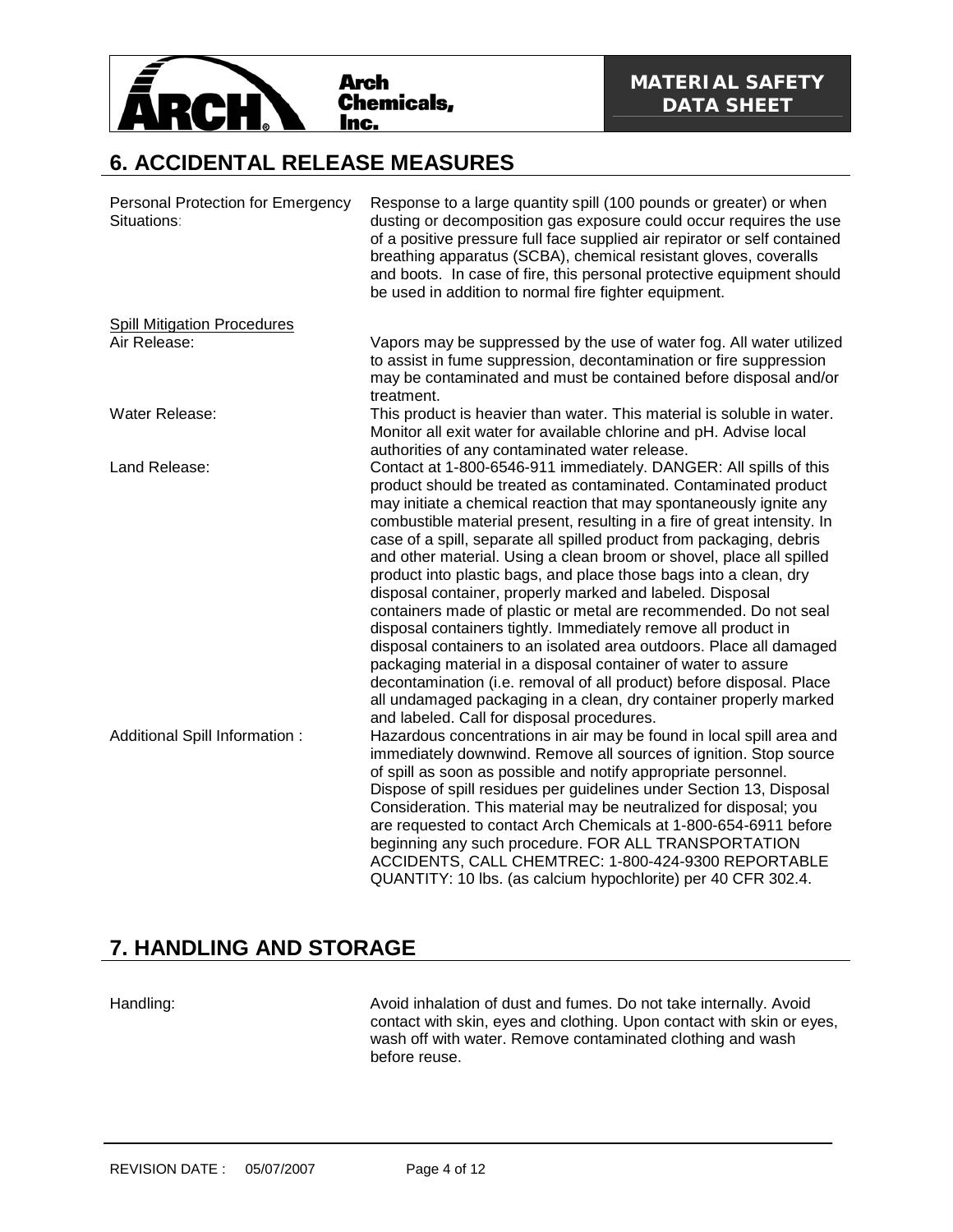## 6. ACCIDENTAL RELEASE MEASURES

| | |
|---|---|
| Personal Protection for Emergency Situations: | Response to a large quantity spill (100 pounds or greater) or when dusting or decomposition gas exposure could occur requires the use of a positive pressure full face supplied air repirator or self contained breathing apparatus (SCBA), chemical resistant gloves, coveralls and boots. In case of fire, this personal protective equipment should be used in addition to normal fire fighter equipment. |

Spill Mitigation Procedures

| | |
|---|---|
| Air Release: | Vapors may be suppressed by the use of water fog. All water utilized to assist in fume suppression, decontamination or fire suppression may be contaminated and must be contained before disposal and/or treatment. |
| Water Release: | This product is heavier than water. This material is soluble in water. Monitor all exit water for available chlorine and pH. Advise local authorities of any contaminated water release. |
| Land Release: | Contact at 1-800-6546-911 immediately. DANGER: All spills of this product should be treated as contaminated. Contaminated product may initiate a chemical reaction that may spontaneously ignite any combustible material present, resulting in a fire of great intensity. In case of a spill, separate all spilled product from packaging, debris and other material. Using a clean broom or shovel, place all spilled product into plastic bags, and place those bags into a clean, dry disposal container, properly marked and labeled. Disposal containers made of plastic or metal are recommended. Do not seal disposal containers tightly. Immediately remove all product in disposal containers to an isolated area outdoors. Place all damaged packaging material in a disposal container of water to assure decontamination (i.e. removal of all product) before disposal. Place all undamaged packaging in a clean, dry container properly marked and labeled. Call for disposal procedures. |
| Additional Spill Information : | Hazardous concentrations in air may be found in local spill area and immediately downwind. Remove all sources of ignition. Stop source of spill as soon as possible and notify appropriate personnel. Dispose of spill residues per guidelines under Section 13, Disposal Consideration. This material may be neutralized for disposal; you are requested to contact Arch Chemicals at 1-800-654-6911 before beginning any such procedure. FOR ALL TRANSPORTATION ACCIDENTS, CALL CHEMTREC: 1-800-424-9300 REPORTABLE QUANTITY: 10 lbs. (as calcium hypochlorite) per 40 CFR 302.4. |

## 7. HANDLING AND STORAGE

| | |
|---|---|
| Handling: | Avoid inhalation of dust and fumes. Do not take internally. Avoid contact with skin, eyes and clothing. Upon contact with skin or eyes, wash off with water. Remove contaminated clothing and wash before reuse. |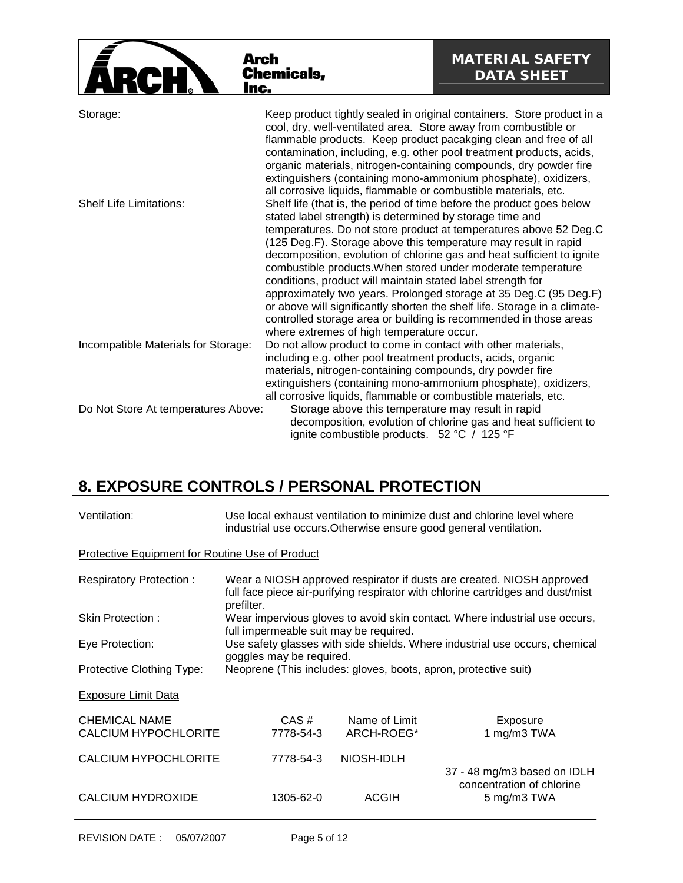| | |
|---|---|
| Storage: | Keep product tightly sealed in original containers. Store product in a cool, dry, well-ventilated area. Store away from combustible or flammable products. Keep product pacakging clean and free of all contamination, including, e.g. other pool treatment products, acids, organic materials, nitrogen-containing compounds, dry powder fire extinguishers (containing mono-ammonium phosphate), oxidizers, all corrosive liquids, flammable or combustible materials, etc. |
| Shelf Life Limitations: | Shelf life (that is, the period of time before the product goes below stated label strength) is determined by storage time and temperatures. Do not store product at temperatures above 52 Deg.C (125 Deg.F). Storage above this temperature may result in rapid decomposition, evolution of chlorine gas and heat sufficient to ignite combustible products.When stored under moderate temperature conditions, product will maintain stated label strength for approximately two years. Prolonged storage at 35 Deg.C (95 Deg.F) or above will significantly shorten the shelf life. Storage in a climate-controlled storage area or building is recommended in those areas where extremes of high temperature occur. |
| Incompatible Materials for Storage: | Do not allow product to come in contact with other materials, including e.g. other pool treatment products, acids, organic materials, nitrogen-containing compounds, dry powder fire extinguishers (containing mono-ammonium phosphate), oxidizers, all corrosive liquids, flammable or combustible materials, etc. |
| Do Not Store At temperatures Above: | Storage above this temperature may result in rapid decomposition, evolution of chlorine gas and heat sufficient to ignite combustible products. 52 °C / 125 °F |

## 8. EXPOSURE CONTROLS / PERSONAL PROTECTION

Ventilation: Use local exhaust ventilation to minimize dust and chlorine level where industrial use occurs.Otherwise ensure good general ventilation.

Protective Equipment for Routine Use of Product

| | |
|---|---|
| Respiratory Protection : | Wear a NIOSH approved respirator if dusts are created. NIOSH approved full face piece air-purifying respirator with chlorine cartridges and dust/mist prefilter. |
| Skin Protection : | Wear impervious gloves to avoid skin contact. Where industrial use occurs, full impermeable suit may be required. |
| Eye Protection: | Use safety glasses with side shields. Where industrial use occurs, chemical goggles may be required. |
| Protective Clothing Type: | Neoprene (This includes: gloves, boots, apron, protective suit) |

Exposure Limit Data

| CHEMICAL NAME | CAS # | Name of Limit | Exposure |
|---|---|---|---|
| CALCIUM HYPOCHLORITE | 7778-54-3 | ARCH-ROEG* | 1 mg/m3 TWA |
| CALCIUM HYPOCHLORITE | 7778-54-3 | NIOSH-IDLH | 37 - 48 mg/m3 based on IDLH concentration of chlorine |
| CALCIUM HYDROXIDE | 1305-62-0 | ACGIH | 5 mg/m3 TWA |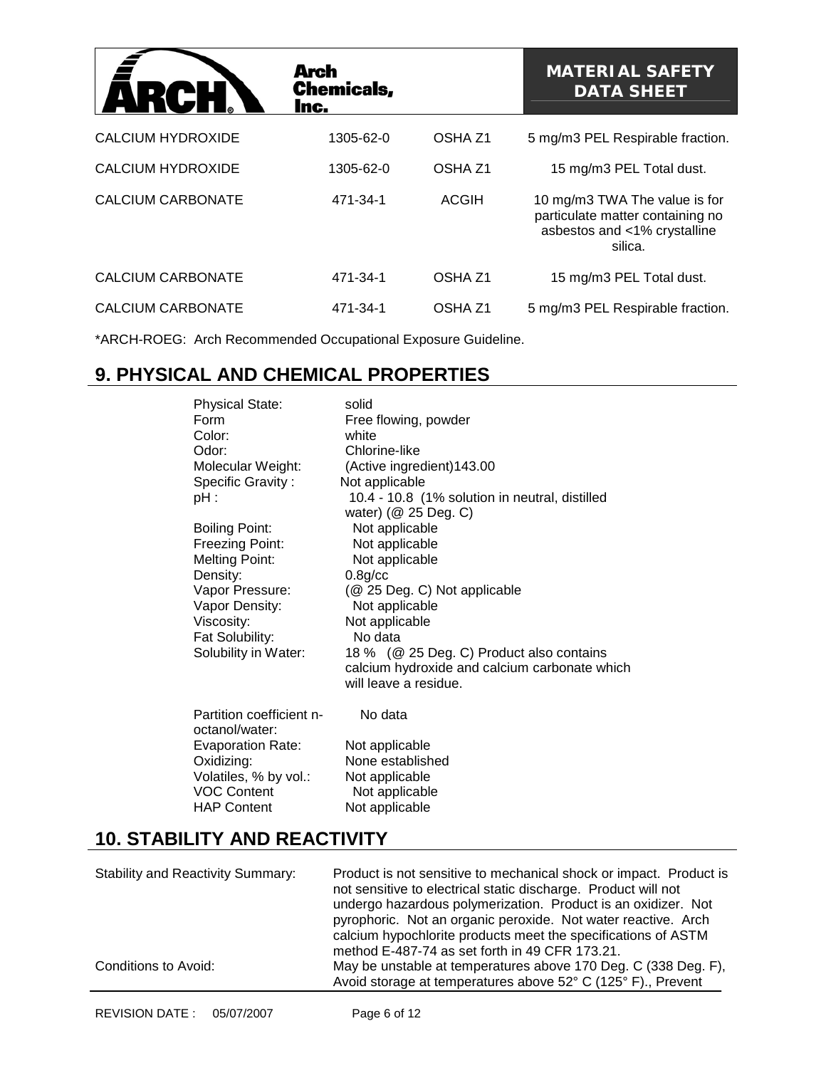| | | | |
|---|---|---|---|
| CALCIUM HYDROXIDE | 1305-62-0 | OSHA Z1 | 5 mg/m3 PEL Respirable fraction. |
| CALCIUM HYDROXIDE | 1305-62-0 | OSHA Z1 | 15 mg/m3 PEL Total dust. |
| CALCIUM CARBONATE | 471-34-1 | ACGIH | 10 mg/m3 TWA The value is for particulate matter containing no asbestos and <1% crystalline silica. |
| CALCIUM CARBONATE | 471-34-1 | OSHA Z1 | 15 mg/m3 PEL Total dust. |
| CALCIUM CARBONATE | 471-34-1 | OSHA Z1 | 5 mg/m3 PEL Respirable fraction. |

*ARCH-ROEG: Arch Recommended Occupational Exposure Guideline.

## 9. PHYSICAL AND CHEMICAL PROPERTIES

| | |
|---|---|
| Physical State: | solid |
| Form | Free flowing, powder |
| Color: | white |
| Odor: | Chlorine-like |
| Molecular Weight: | (Active ingredient)143.00 |
| Specific Gravity : | Not applicable |
| pH : | 10.4 - 10.8 (1% solution in neutral, distilled water) (@ 25 Deg. C) |
| Boiling Point: | Not applicable |
| Freezing Point: | Not applicable |
| Melting Point: | Not applicable |
| Density: | 0.8g/cc |
| Vapor Pressure: | (@ 25 Deg. C) Not applicable |
| Vapor Density: | Not applicable |
| Viscosity: | Not applicable |
| Fat Solubility: | No data |
| Solubility in Water: | 18 % (@ 25 Deg. C) Product also contains calcium hydroxide and calcium carbonate which will leave a residue. |
| Partition coefficient n-octanol/water: | No data |
| Evaporation Rate: | Not applicable |
| Oxidizing: | None established |
| Volatiles, % by vol.: | Not applicable |
| VOC Content | Not applicable |
| HAP Content | Not applicable |

## 10. STABILITY AND REACTIVITY

| | |
|---|---|
| Stability and Reactivity Summary: | Product is not sensitive to mechanical shock or impact. Product is not sensitive to electrical static discharge. Product will not undergo hazardous polymerization. Product is an oxidizer. Not pyrophoric. Not an organic peroxide. Not water reactive. Arch calcium hypochlorite products meet the specifications of ASTM method E-487-74 as set forth in 49 CFR 173.21. |
| Conditions to Avoid: | May be unstable at temperatures above 170 Deg. C (338 Deg. F), Avoid storage at temperatures above 52° C (125° F)., Prevent |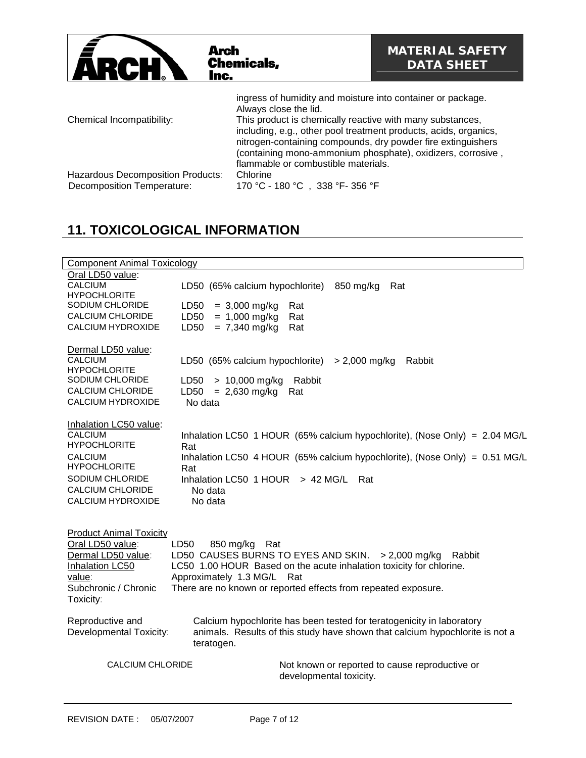| | |
|---|---|
| | ingress of humidity and moisture into container or package. Always close the lid. |
| Chemical Incompatibility: | This product is chemically reactive with many substances, including, e.g., other pool treatment products, acids, organics, nitrogen-containing compounds, dry powder fire extinguishers (containing mono-ammonium phosphate), oxidizers, corrosive , flammable or combustible materials. |
| Hazardous Decomposition Products: | Chlorine |
| Decomposition Temperature: | 170 °C - 180 °C , 338 °F- 356 °F |

## 11. TOXICOLOGICAL INFORMATION

**Component Animal Toxicology**

| | |
|---|---|
| Oral LD50 value: | |
| CALCIUM HYPOCHLORITE | LD50 (65% calcium hypochlorite) 850 mg/kg Rat |
| SODIUM CHLORIDE | LD50 = 3,000 mg/kg Rat |
| CALCIUM CHLORIDE | LD50 = 1,000 mg/kg Rat |
| CALCIUM HYDROXIDE | LD50 = 7,340 mg/kg Rat |
| Dermal LD50 value: | |
| CALCIUM HYPOCHLORITE | LD50 (65% calcium hypochlorite) > 2,000 mg/kg Rabbit |
| SODIUM CHLORIDE | LD50 > 10,000 mg/kg Rabbit |
| CALCIUM CHLORIDE | LD50 = 2,630 mg/kg Rat |
| CALCIUM HYDROXIDE | No data |
| Inhalation LC50 value: | |
| CALCIUM HYPOCHLORITE | Inhalation LC50 1 HOUR (65% calcium hypochlorite), (Nose Only) = 2.04 MG/L Rat |
| CALCIUM HYPOCHLORITE | Inhalation LC50 4 HOUR (65% calcium hypochlorite), (Nose Only) = 0.51 MG/L Rat |
| SODIUM CHLORIDE | Inhalation LC50 1 HOUR > 42 MG/L Rat |
| CALCIUM CHLORIDE | No data |
| CALCIUM HYDROXIDE | No data |

**Product Animal Toxicity**

| | |
|---|---|
| Oral LD50 value: | LD50 850 mg/kg Rat |
| Dermal LD50 value: | LD50 CAUSES BURNS TO EYES AND SKIN. > 2,000 mg/kg Rabbit |
| Inhalation LC50 value: | LC50 1.00 HOUR Based on the acute inhalation toxicity for chlorine. Approximately 1.3 MG/L Rat |
| Subchronic / Chronic Toxicity: | There are no known or reported effects from repeated exposure. |

Reproductive and Developmental Toxicity: Calcium hypochlorite has been tested for teratogenicity in laboratory animals. Results of this study have shown that calcium hypochlorite is not a teratogen.

CALCIUM CHLORIDE: Not known or reported to cause reproductive or developmental toxicity.

REVISION DATE : 05/07/2007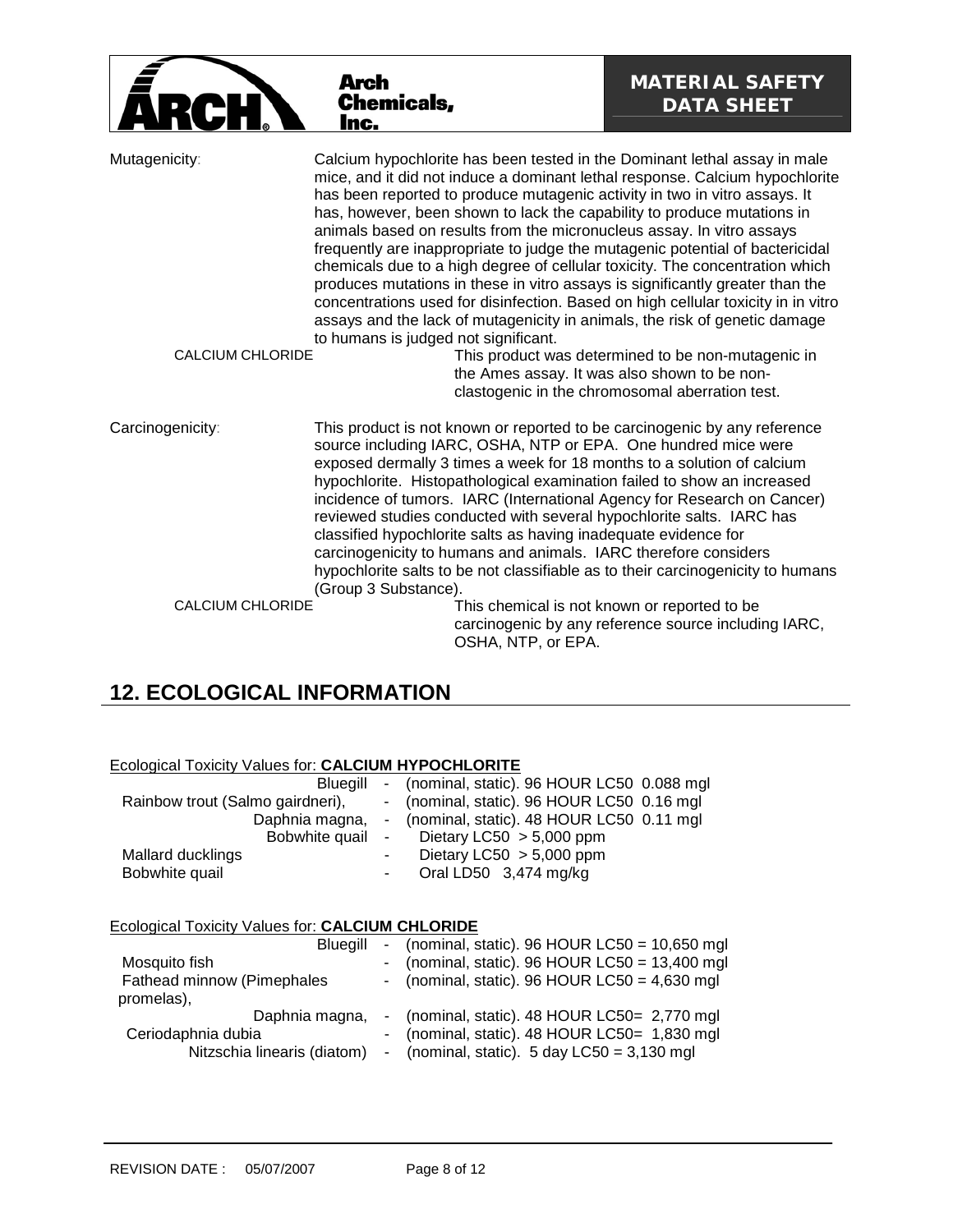**Mutagenicity:** Calcium hypochlorite has been tested in the Dominant lethal assay in male mice, and it did not induce a dominant lethal response. Calcium hypochlorite has been reported to produce mutagenic activity in two in vitro assays. It has, however, been shown to lack the capability to produce mutations in animals based on results from the micronucleus assay. In vitro assays frequently are inappropriate to judge the mutagenic potential of bactericidal chemicals due to a high degree of cellular toxicity. The concentration which produces mutations in these in vitro assays is significantly greater than the concentrations used for disinfection. Based on high cellular toxicity in in vitro assays and the lack of mutagenicity in animals, the risk of genetic damage to humans is judged not significant.

CALCIUM CHLORIDE: This product was determined to be non-mutagenic in the Ames assay. It was also shown to be non-clastogenic in the chromosomal aberration test.

**Carcinogenicity:** This product is not known or reported to be carcinogenic by any reference source including IARC, OSHA, NTP or EPA. One hundred mice were exposed dermally 3 times a week for 18 months to a solution of calcium hypochlorite. Histopathological examination failed to show an increased incidence of tumors. IARC (International Agency for Research on Cancer) reviewed studies conducted with several hypochlorite salts. IARC has classified hypochlorite salts as having inadequate evidence for carcinogenicity to humans and animals. IARC therefore considers hypochlorite salts to be not classifiable as to their carcinogenicity to humans (Group 3 Substance).

CALCIUM CHLORIDE: This chemical is not known or reported to be carcinogenic by any reference source including IARC, OSHA, NTP, or EPA.

## 12. ECOLOGICAL INFORMATION

Ecological Toxicity Values for: **CALCIUM HYPOCHLORITE**

| Species | | Value |
|---|---|---|
| Bluegill | - | (nominal, static). 96 HOUR LC50 0.088 mgl |
| Rainbow trout (Salmo gairdneri), | - | (nominal, static). 96 HOUR LC50 0.16 mgl |
| Daphnia magna, | - | (nominal, static). 48 HOUR LC50 0.11 mgl |
| Bobwhite quail | - | Dietary LC50 > 5,000 ppm |
| Mallard ducklings | - | Dietary LC50 > 5,000 ppm |
| Bobwhite quail | - | Oral LD50 3,474 mg/kg |

Ecological Toxicity Values for: **CALCIUM CHLORIDE**

| Species | | Value |
|---|---|---|
| Bluegill | - | (nominal, static). 96 HOUR LC50 = 10,650 mgl |
| Mosquito fish | - | (nominal, static). 96 HOUR LC50 = 13,400 mgl |
| Fathead minnow (Pimephales promelas), | - | (nominal, static). 96 HOUR LC50 = 4,630 mgl |
| Daphnia magna, | - | (nominal, static). 48 HOUR LC50= 2,770 mgl |
| Ceriodaphnia dubia | - | (nominal, static). 48 HOUR LC50= 1,830 mgl |
| Nitzschia linearis (diatom) | - | (nominal, static). 5 day LC50 = 3,130 mgl |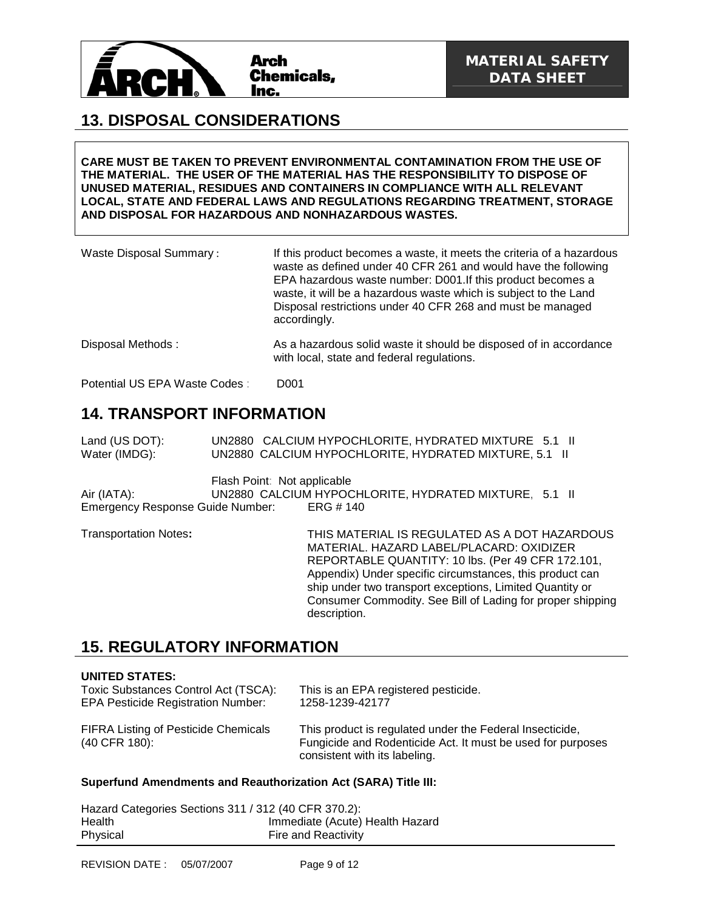## 13. DISPOSAL CONSIDERATIONS

**CARE MUST BE TAKEN TO PREVENT ENVIRONMENTAL CONTAMINATION FROM THE USE OF THE MATERIAL. THE USER OF THE MATERIAL HAS THE RESPONSIBILITY TO DISPOSE OF UNUSED MATERIAL, RESIDUES AND CONTAINERS IN COMPLIANCE WITH ALL RELEVANT LOCAL, STATE AND FEDERAL LAWS AND REGULATIONS REGARDING TREATMENT, STORAGE AND DISPOSAL FOR HAZARDOUS AND NONHAZARDOUS WASTES.**

Waste Disposal Summary : If this product becomes a waste, it meets the criteria of a hazardous waste as defined under 40 CFR 261 and would have the following EPA hazardous waste number: D001.If this product becomes a waste, it will be a hazardous waste which is subject to the Land Disposal restrictions under 40 CFR 268 and must be managed accordingly.

Disposal Methods : As a hazardous solid waste it should be disposed of in accordance with local, state and federal regulations.

Potential US EPA Waste Codes : D001

## 14. TRANSPORT INFORMATION

Land (US DOT): UN2880 CALCIUM HYPOCHLORITE, HYDRATED MIXTURE 5.1 II
Water (IMDG): UN2880 CALCIUM HYPOCHLORITE, HYDRATED MIXTURE, 5.1 II

Flash Point: Not applicable
Air (IATA): UN2880 CALCIUM HYPOCHLORITE, HYDRATED MIXTURE, 5.1 II
Emergency Response Guide Number: ERG # 140

Transportation Notes**:** THIS MATERIAL IS REGULATED AS A DOT HAZARDOUS MATERIAL. HAZARD LABEL/PLACARD: OXIDIZER REPORTABLE QUANTITY: 10 lbs. (Per 49 CFR 172.101, Appendix) Under specific circumstances, this product can ship under two transport exceptions, Limited Quantity or Consumer Commodity. See Bill of Lading for proper shipping description.

## 15. REGULATORY INFORMATION

**UNITED STATES:**

Toxic Substances Control Act (TSCA): This is an EPA registered pesticide.
EPA Pesticide Registration Number: 1258-1239-42177

FIFRA Listing of Pesticide Chemicals (40 CFR 180): This product is regulated under the Federal Insecticide, Fungicide and Rodenticide Act. It must be used for purposes consistent with its labeling.

**Superfund Amendments and Reauthorization Act (SARA) Title III:**

Hazard Categories Sections 311 / 312 (40 CFR 370.2):

| Health | Immediate (Acute) Health Hazard |
|---|---|
| Physical | Fire and Reactivity |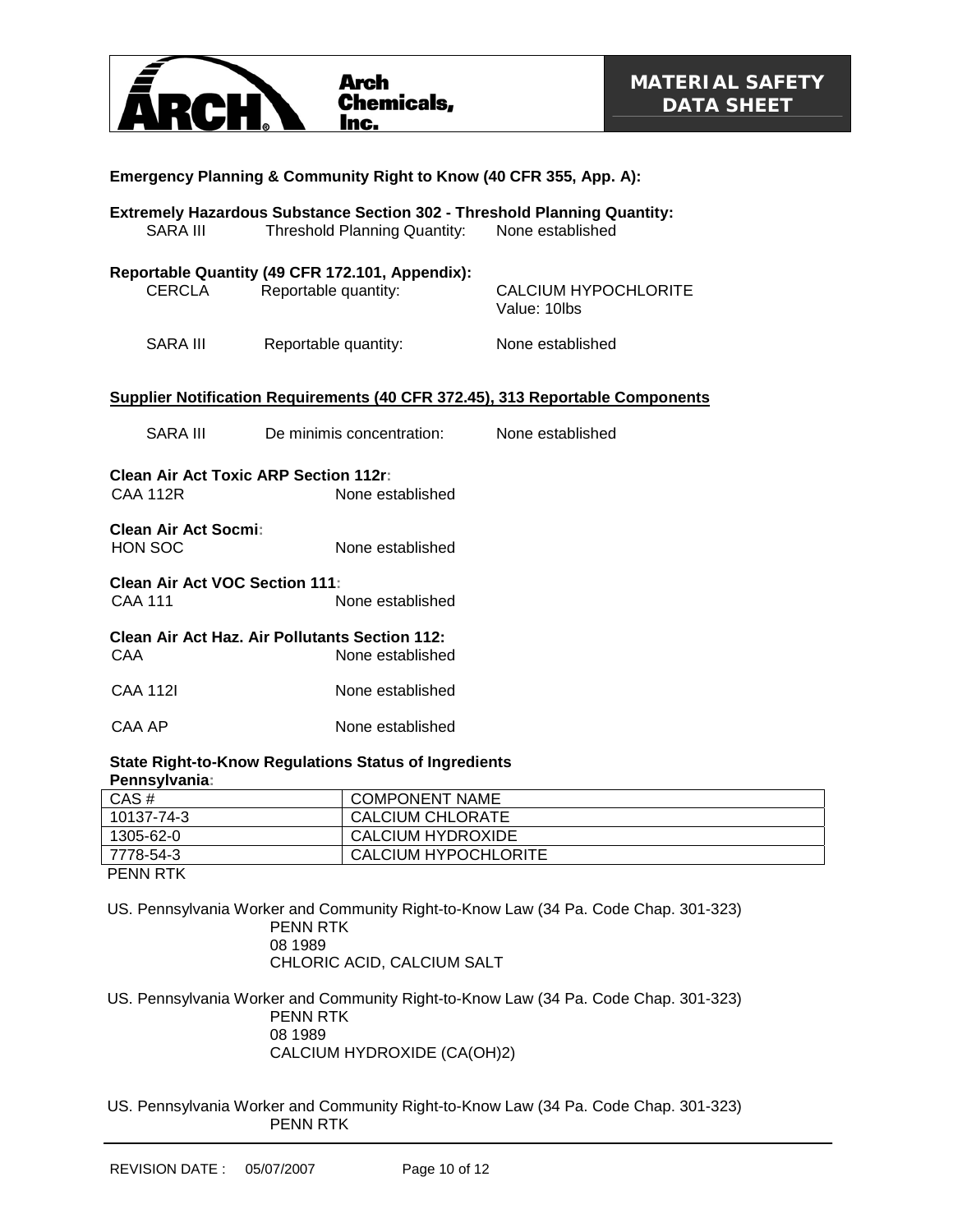**Emergency Planning & Community Right to Know (40 CFR 355, App. A):**

**Extremely Hazardous Substance Section 302 - Threshold Planning Quantity:**

| | | |
|---|---|---|
| SARA III | Threshold Planning Quantity: | None established |

**Reportable Quantity (49 CFR 172.101, Appendix):**

| | | |
|---|---|---|
| CERCLA | Reportable quantity: | CALCIUM HYPOCHLORITE<br>Value: 10lbs |
| SARA III | Reportable quantity: | None established |

**Supplier Notification Requirements (40 CFR 372.45), 313 Reportable Components**

| | | |
|---|---|---|
| SARA III | De minimis concentration: | None established |

**Clean Air Act Toxic ARP Section 112r:**

CAA 112R None established

**Clean Air Act Socmi:**

HON SOC None established

**Clean Air Act VOC Section 111:**

CAA 111 None established

**Clean Air Act Haz. Air Pollutants Section 112:**

CAA None established

CAA 112I None established

CAA AP None established

**State Right-to-Know Regulations Status of Ingredients**

**Pennsylvania:**

| CAS # | COMPONENT NAME |
|---|---|
| 10137-74-3 | CALCIUM CHLORATE |
| 1305-62-0 | CALCIUM HYDROXIDE |
| 7778-54-3 | CALCIUM HYPOCHLORITE |

PENN RTK

US. Pennsylvania Worker and Community Right-to-Know Law (34 Pa. Code Chap. 301-323)
PENN RTK
08 1989
CHLORIC ACID, CALCIUM SALT

US. Pennsylvania Worker and Community Right-to-Know Law (34 Pa. Code Chap. 301-323)
PENN RTK
08 1989
CALCIUM HYDROXIDE (CA(OH)2)

US. Pennsylvania Worker and Community Right-to-Know Law (34 Pa. Code Chap. 301-323)
PENN RTK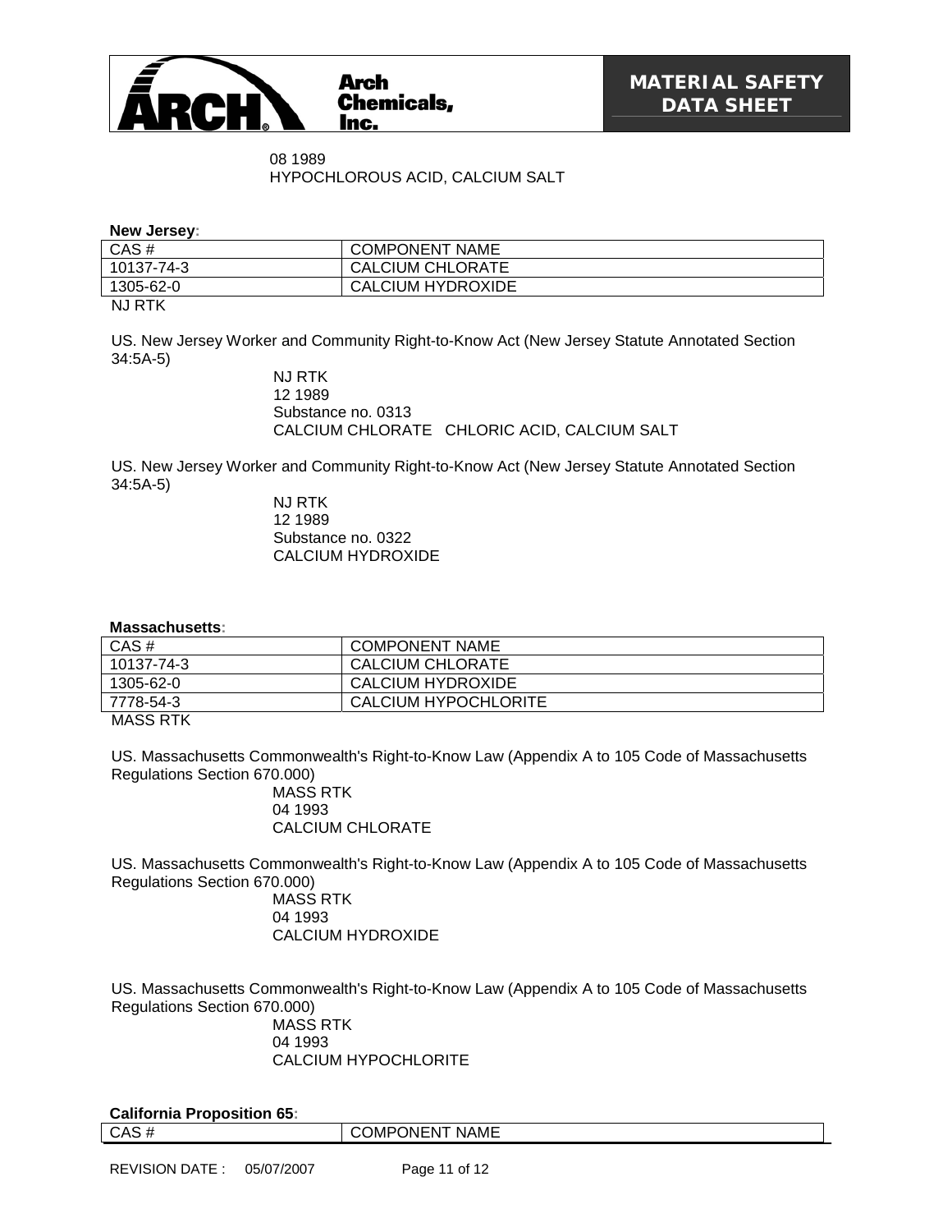08 1989
HYPOCHLOROUS ACID, CALCIUM SALT

**New Jersey:**

| CAS # | COMPONENT NAME |
|---|---|
| 10137-74-3 | CALCIUM CHLORATE |
| 1305-62-0 | CALCIUM HYDROXIDE |

NJ RTK

US. New Jersey Worker and Community Right-to-Know Act (New Jersey Statute Annotated Section 34:5A-5)

NJ RTK
12 1989
Substance no. 0313
CALCIUM CHLORATE CHLORIC ACID, CALCIUM SALT

US. New Jersey Worker and Community Right-to-Know Act (New Jersey Statute Annotated Section 34:5A-5)

NJ RTK
12 1989
Substance no. 0322
CALCIUM HYDROXIDE

**Massachusetts:**

| CAS # | COMPONENT NAME |
|---|---|
| 10137-74-3 | CALCIUM CHLORATE |
| 1305-62-0 | CALCIUM HYDROXIDE |
| 7778-54-3 | CALCIUM HYPOCHLORITE |

MASS RTK

US. Massachusetts Commonwealth's Right-to-Know Law (Appendix A to 105 Code of Massachusetts Regulations Section 670.000)

MASS RTK
04 1993
CALCIUM CHLORATE

US. Massachusetts Commonwealth's Right-to-Know Law (Appendix A to 105 Code of Massachusetts Regulations Section 670.000)

MASS RTK
04 1993
CALCIUM HYDROXIDE

US. Massachusetts Commonwealth's Right-to-Know Law (Appendix A to 105 Code of Massachusetts Regulations Section 670.000)

MASS RTK
04 1993
CALCIUM HYPOCHLORITE

**California Proposition 65:**

| CAS # | COMPONENT NAME |
|---|---|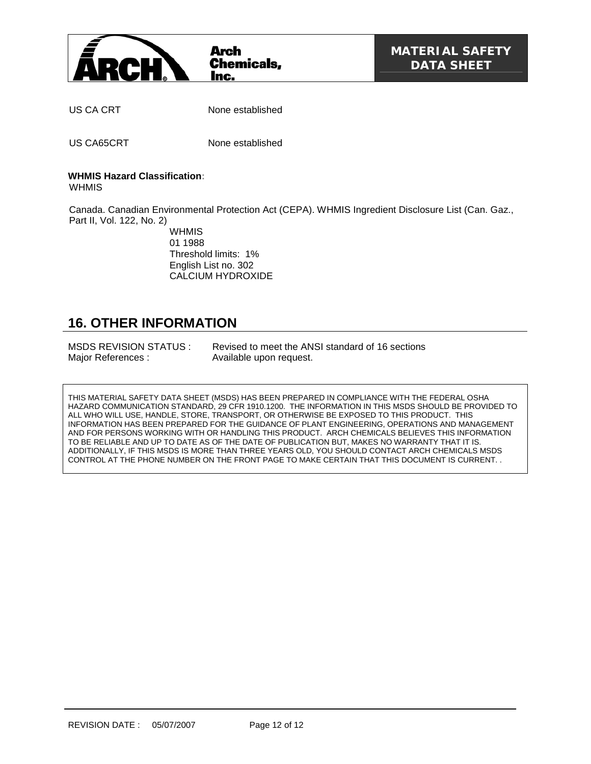US CA CRT None established

US CA65CRT None established

**WHMIS Hazard Classification:**
WHMIS

Canada. Canadian Environmental Protection Act (CEPA). WHMIS Ingredient Disclosure List (Can. Gaz., Part II, Vol. 122, No. 2)

WHMIS
01 1988
Threshold limits: 1%
English List no. 302
CALCIUM HYDROXIDE

## 16. OTHER INFORMATION

MSDS REVISION STATUS : Revised to meet the ANSI standard of 16 sections
Major References : Available upon request.

THIS MATERIAL SAFETY DATA SHEET (MSDS) HAS BEEN PREPARED IN COMPLIANCE WITH THE FEDERAL OSHA HAZARD COMMUNICATION STANDARD, 29 CFR 1910.1200. THE INFORMATION IN THIS MSDS SHOULD BE PROVIDED TO ALL WHO WILL USE, HANDLE, STORE, TRANSPORT, OR OTHERWISE BE EXPOSED TO THIS PRODUCT. THIS INFORMATION HAS BEEN PREPARED FOR THE GUIDANCE OF PLANT ENGINEERING, OPERATIONS AND MANAGEMENT AND FOR PERSONS WORKING WITH OR HANDLING THIS PRODUCT. ARCH CHEMICALS BELIEVES THIS INFORMATION TO BE RELIABLE AND UP TO DATE AS OF THE DATE OF PUBLICATION BUT, MAKES NO WARRANTY THAT IT IS. ADDITIONALLY, IF THIS MSDS IS MORE THAN THREE YEARS OLD, YOU SHOULD CONTACT ARCH CHEMICALS MSDS CONTROL AT THE PHONE NUMBER ON THE FRONT PAGE TO MAKE CERTAIN THAT THIS DOCUMENT IS CURRENT. .